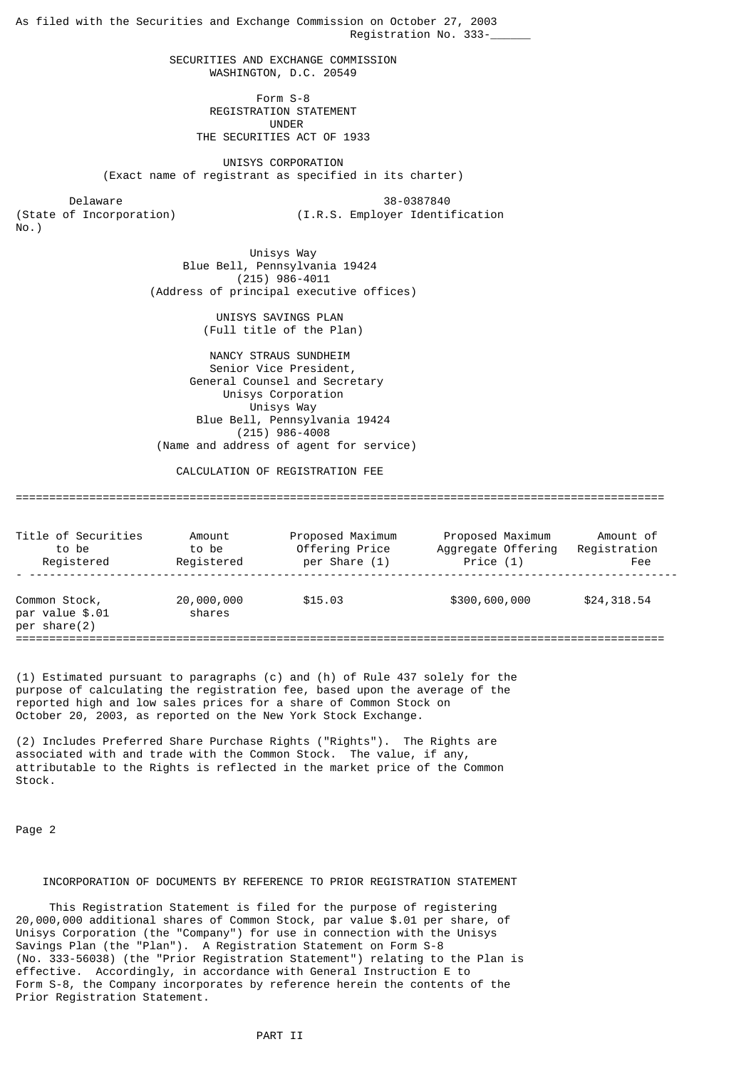As filed with the Securities and Exchange Commission on October 27, 2003

Registration No. 333-______

SECURITIES AND EXCHANGE COMMISSION
WASHINGTON, D.C. 20549

# Form S-8
## REGISTRATION STATEMENT UNDER THE SECURITIES ACT OF 1933

## UNISYS CORPORATION
(Exact name of registrant as specified in its charter)

Delaware
(State of Incorporation)

38-0387840
(I.R.S. Employer Identification No.)

Unisys Way
Blue Bell, Pennsylvania 19424
(215) 986-4011
(Address of principal executive offices)

UNISYS SAVINGS PLAN
(Full title of the Plan)

NANCY STRAUS SUNDHEIM
Senior Vice President,
General Counsel and Secretary
Unisys Corporation
Unisys Way
Blue Bell, Pennsylvania 19424
(215) 986-4008
(Name and address of agent for service)

## CALCULATION OF REGISTRATION FEE

| Title of Securities to be Registered | Amount to be Registered | Proposed Maximum Offering Price per Share (1) | Proposed Maximum Aggregate Offering Price (1) | Amount of Registration Fee |
|---|---|---|---|---|
| Common Stock, par value $.01 per share(2) | 20,000,000 shares | $15.03 | $300,600,000 | $24,318.54 |

(1) Estimated pursuant to paragraphs (c) and (h) of Rule 437 solely for the purpose of calculating the registration fee, based upon the average of the reported high and low sales prices for a share of Common Stock on October 20, 2003, as reported on the New York Stock Exchange.

(2) Includes Preferred Share Purchase Rights ("Rights"). The Rights are associated with and trade with the Common Stock. The value, if any, attributable to the Rights is reflected in the market price of the Common Stock.

## INCORPORATION OF DOCUMENTS BY REFERENCE TO PRIOR REGISTRATION STATEMENT

This Registration Statement is filed for the purpose of registering 20,000,000 additional shares of Common Stock, par value $.01 per share, of Unisys Corporation (the "Company") for use in connection with the Unisys Savings Plan (the "Plan"). A Registration Statement on Form S-8 (No. 333-56038) (the "Prior Registration Statement") relating to the Plan is effective. Accordingly, in accordance with General Instruction E to Form S-8, the Company incorporates by reference herein the contents of the Prior Registration Statement.

## PART II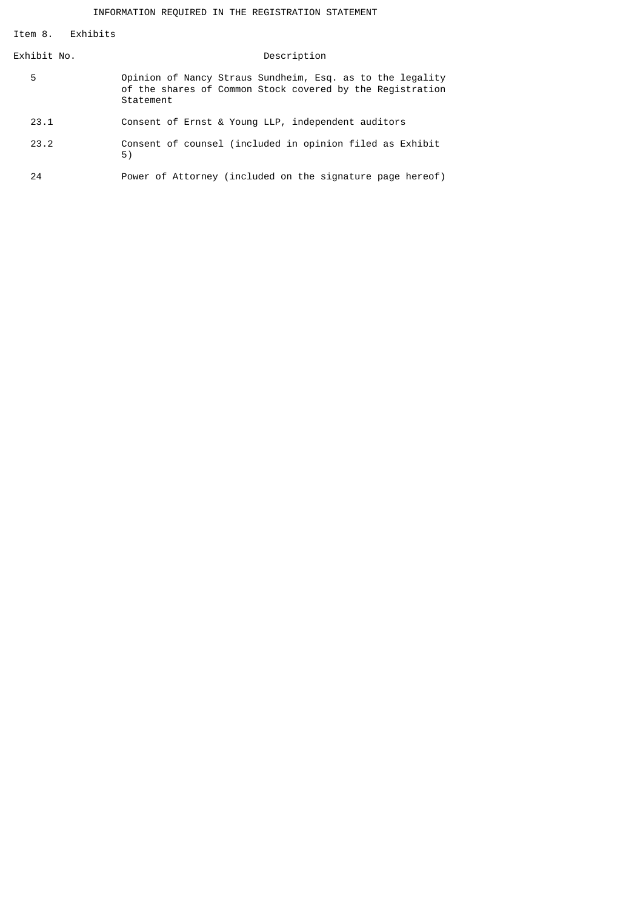INFORMATION REQUIRED IN THE REGISTRATION STATEMENT

Item 8. Exhibits

| Exhibit No. | Description |
|---|---|
| 5 | Opinion of Nancy Straus Sundheim, Esq. as to the legality of the shares of Common Stock covered by the Registration Statement |
| 23.1 | Consent of Ernst & Young LLP, independent auditors |
| 23.2 | Consent of counsel (included in opinion filed as Exhibit 5) |
| 24 | Power of Attorney (included on the signature page hereof) |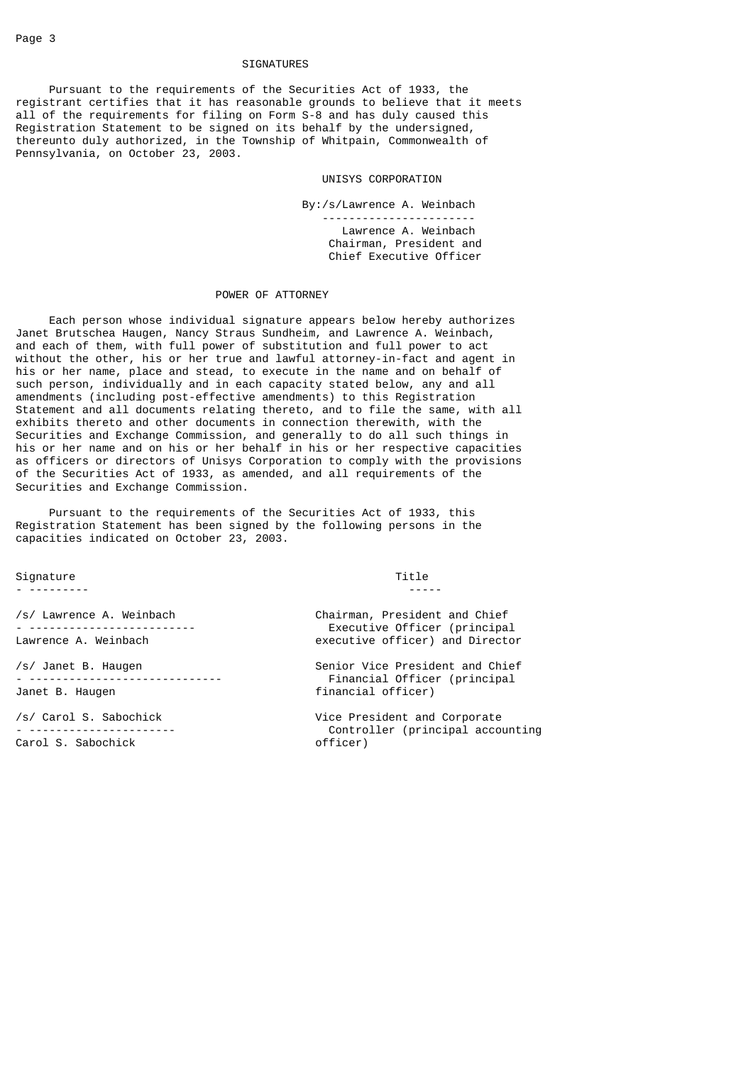## SIGNATURES

Pursuant to the requirements of the Securities Act of 1933, the registrant certifies that it has reasonable grounds to believe that it meets all of the requirements for filing on Form S-8 and has duly caused this Registration Statement to be signed on its behalf by the undersigned, thereunto duly authorized, in the Township of Whitpain, Commonwealth of Pennsylvania, on October 23, 2003.

UNISYS CORPORATION

By:/s/Lawrence A. Weinbach

Lawrence A. Weinbach
Chairman, President and
Chief Executive Officer

## POWER OF ATTORNEY

Each person whose individual signature appears below hereby authorizes Janet Brutschea Haugen, Nancy Straus Sundheim, and Lawrence A. Weinbach, and each of them, with full power of substitution and full power to act without the other, his or her true and lawful attorney-in-fact and agent in his or her name, place and stead, to execute in the name and on behalf of such person, individually and in each capacity stated below, any and all amendments (including post-effective amendments) to this Registration Statement and all documents relating thereto, and to file the same, with all exhibits thereto and other documents in connection therewith, with the Securities and Exchange Commission, and generally to do all such things in his or her name and on his or her behalf in his or her respective capacities as officers or directors of Unisys Corporation to comply with the provisions of the Securities Act of 1933, as amended, and all requirements of the Securities and Exchange Commission.

Pursuant to the requirements of the Securities Act of 1933, this Registration Statement has been signed by the following persons in the capacities indicated on October 23, 2003.

| Signature | Title |
|---|---|
| /s/ Lawrence A. Weinbach<br>Lawrence A. Weinbach | Chairman, President and Chief Executive Officer (principal executive officer) and Director |
| /s/ Janet B. Haugen<br>Janet B. Haugen | Senior Vice President and Chief Financial Officer (principal financial officer) |
| /s/ Carol S. Sabochick<br>Carol S. Sabochick | Vice President and Corporate Controller (principal accounting officer) |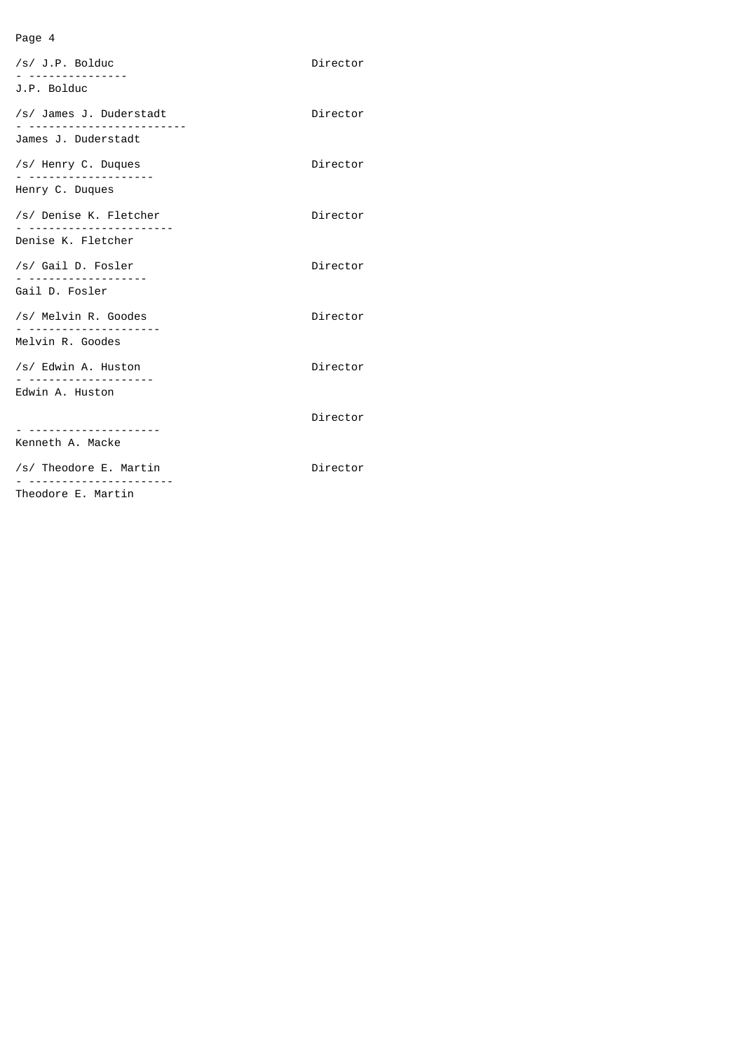| Signature | Title |
|---|---|
| /s/ J.P. Bolduc<br>J.P. Bolduc | Director |
| /s/ James J. Duderstadt<br>James J. Duderstadt | Director |
| /s/ Henry C. Duques<br>Henry C. Duques | Director |
| /s/ Denise K. Fletcher<br>Denise K. Fletcher | Director |
| /s/ Gail D. Fosler<br>Gail D. Fosler | Director |
| /s/ Melvin R. Goodes<br>Melvin R. Goodes | Director |
| /s/ Edwin A. Huston<br>Edwin A. Huston | Director |
| Kenneth A. Macke | Director |
| /s/ Theodore E. Martin<br>Theodore E. Martin | Director |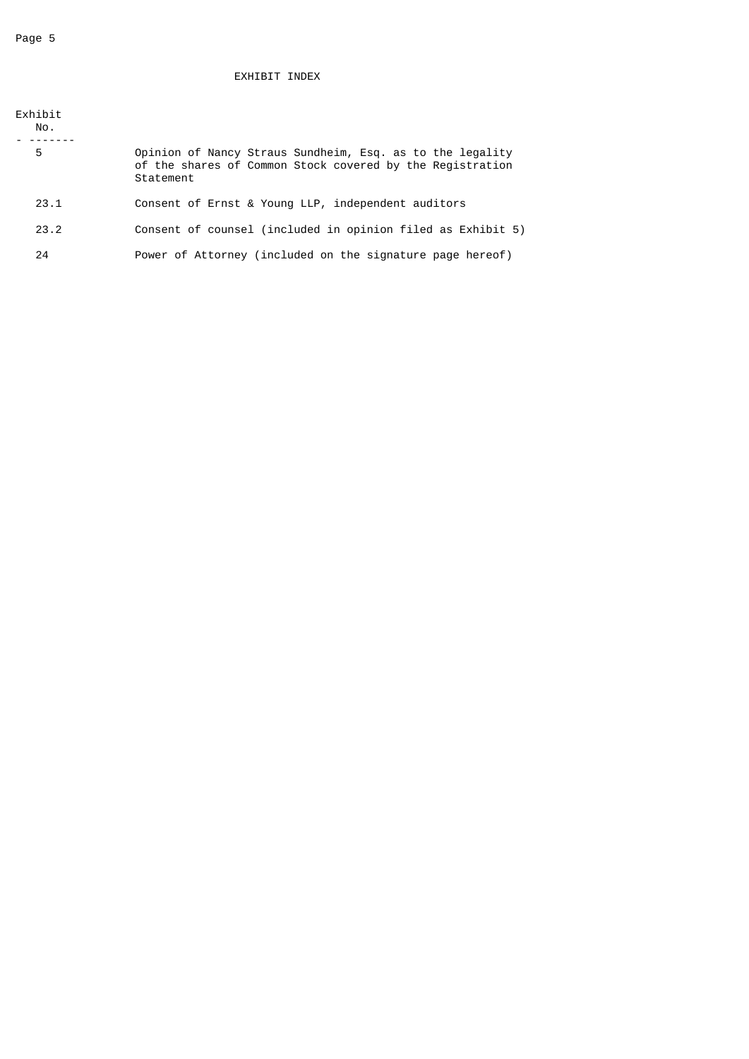# EXHIBIT INDEX

| Exhibit No. | |
|---|---|
| 5 | Opinion of Nancy Straus Sundheim, Esq. as to the legality of the shares of Common Stock covered by the Registration Statement |
| 23.1 | Consent of Ernst & Young LLP, independent auditors |
| 23.2 | Consent of counsel (included in opinion filed as Exhibit 5) |
| 24 | Power of Attorney (included on the signature page hereof) |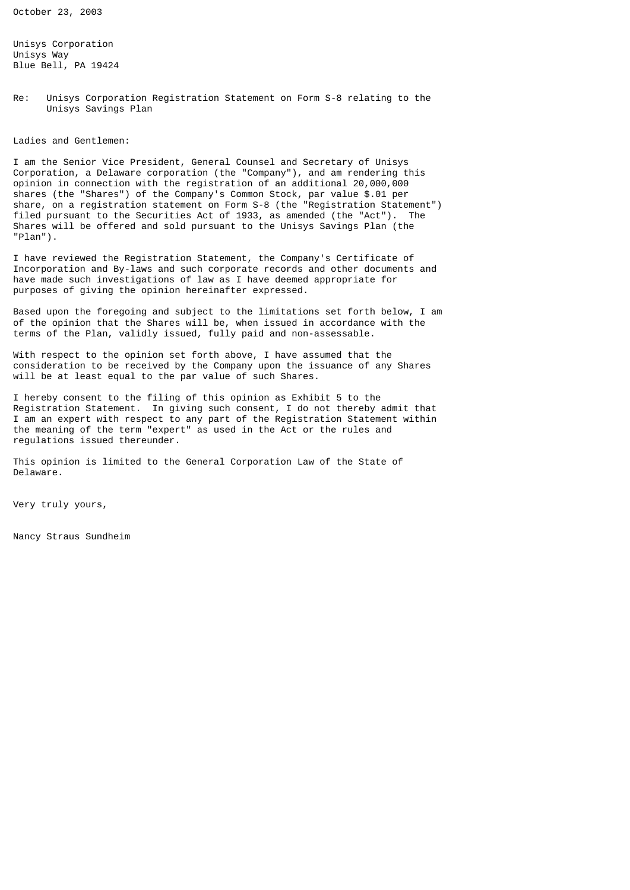October 23, 2003

Unisys Corporation
Unisys Way
Blue Bell, PA 19424

Re: Unisys Corporation Registration Statement on Form S-8 relating to the Unisys Savings Plan

Ladies and Gentlemen:

I am the Senior Vice President, General Counsel and Secretary of Unisys Corporation, a Delaware corporation (the "Company"), and am rendering this opinion in connection with the registration of an additional 20,000,000 shares (the "Shares") of the Company's Common Stock, par value $.01 per share, on a registration statement on Form S-8 (the "Registration Statement") filed pursuant to the Securities Act of 1933, as amended (the "Act"). The Shares will be offered and sold pursuant to the Unisys Savings Plan (the "Plan").

I have reviewed the Registration Statement, the Company's Certificate of Incorporation and By-laws and such corporate records and other documents and have made such investigations of law as I have deemed appropriate for purposes of giving the opinion hereinafter expressed.

Based upon the foregoing and subject to the limitations set forth below, I am of the opinion that the Shares will be, when issued in accordance with the terms of the Plan, validly issued, fully paid and non-assessable.

With respect to the opinion set forth above, I have assumed that the consideration to be received by the Company upon the issuance of any Shares will be at least equal to the par value of such Shares.

I hereby consent to the filing of this opinion as Exhibit 5 to the Registration Statement. In giving such consent, I do not thereby admit that I am an expert with respect to any part of the Registration Statement within the meaning of the term "expert" as used in the Act or the rules and regulations issued thereunder.

This opinion is limited to the General Corporation Law of the State of Delaware.

Very truly yours,

Nancy Straus Sundheim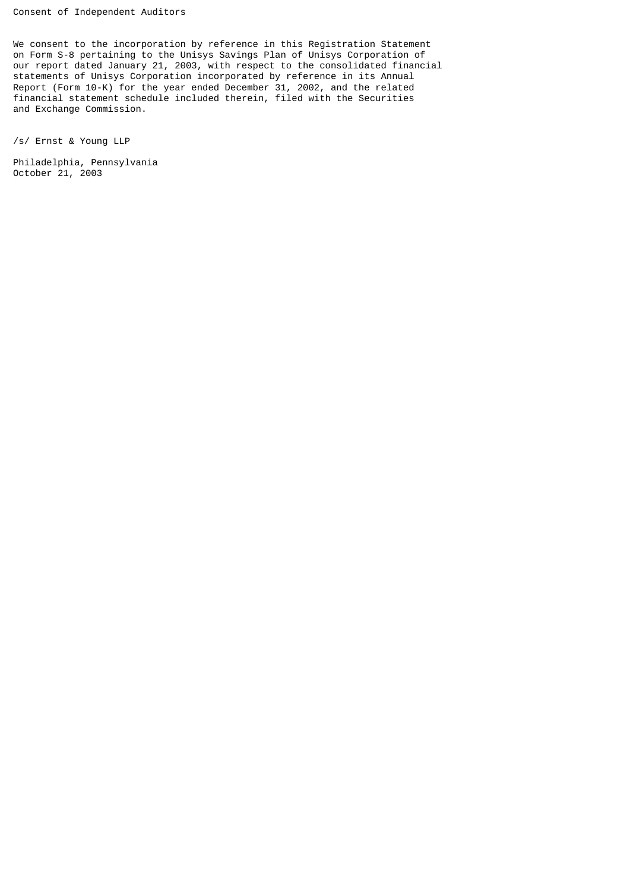# Consent of Independent Auditors

We consent to the incorporation by reference in this Registration Statement on Form S-8 pertaining to the Unisys Savings Plan of Unisys Corporation of our report dated January 21, 2003, with respect to the consolidated financial statements of Unisys Corporation incorporated by reference in its Annual Report (Form 10-K) for the year ended December 31, 2002, and the related financial statement schedule included therein, filed with the Securities and Exchange Commission.

/s/ Ernst & Young LLP

Philadelphia, Pennsylvania
October 21, 2003